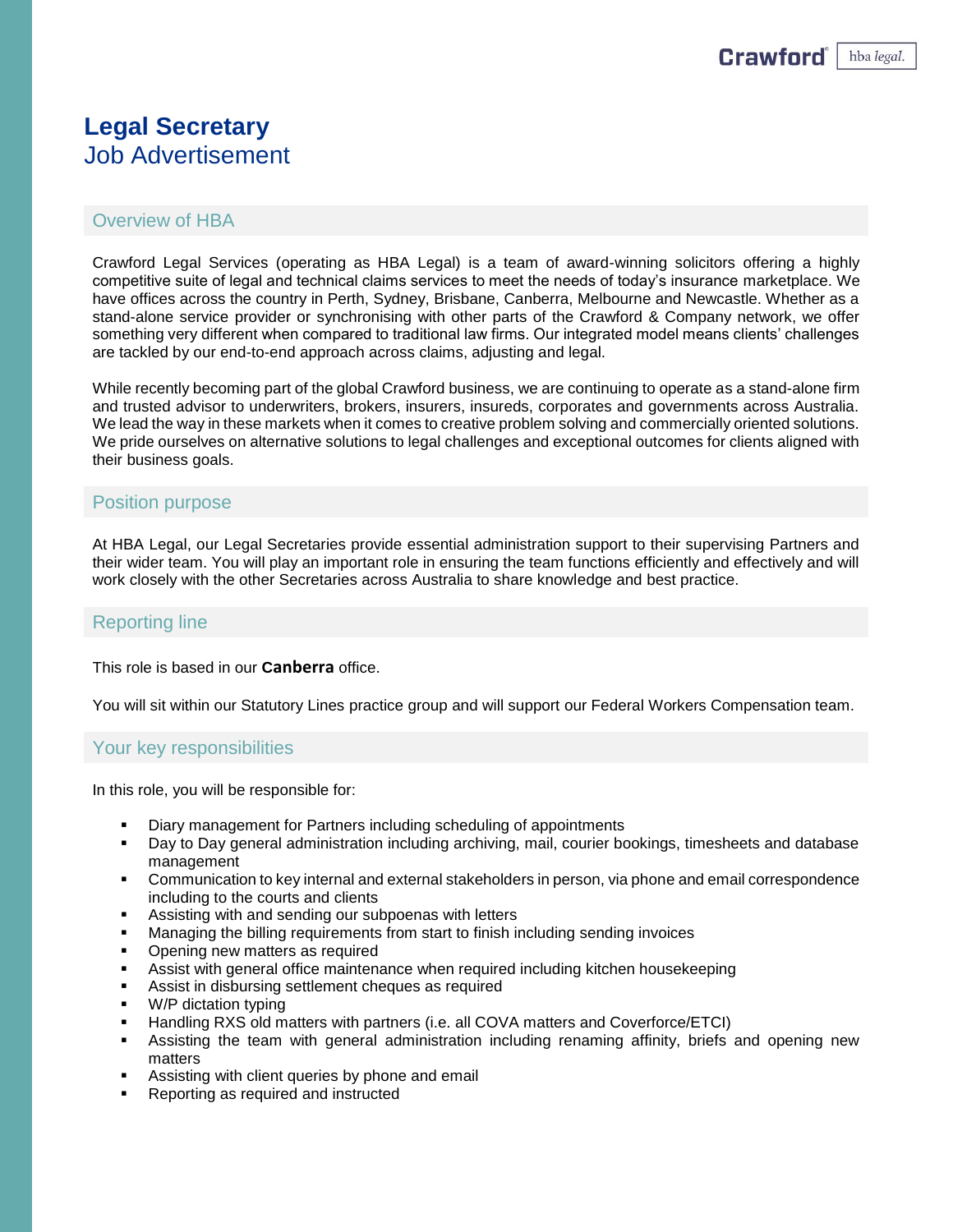# Legal Secretary

Job Advertisement

## Overview of HBA

Crawford Legal Services (operating as HBA Legal) is a team of award-winning solicitors offering a highly competitive suite of legal and technical claims services to meet the needs of today's insurance marketplace. We have offices across the country in Perth, Sydney, Brisbane, Canberra, Melbourne and Newcastle. Whether as a stand-alone service provider or synchronising with other parts of the Crawford & Company network, we offer something very different when compared to traditional law firms. Our integrated model means clients' challenges are tackled by our end-to-end approach across claims, adjusting and legal.

While recently becoming part of the global Crawford business, we are continuing to operate as a stand-alone firm and trusted advisor to underwriters, brokers, insurers, insureds, corporates and governments across Australia. We lead the way in these markets when it comes to creative problem solving and commercially oriented solutions. We pride ourselves on alternative solutions to legal challenges and exceptional outcomes for clients aligned with their business goals.

## Position purpose

At HBA Legal, our Legal Secretaries provide essential administration support to their supervising Partners and their wider team. You will play an important role in ensuring the team functions efficiently and effectively and will work closely with the other Secretaries across Australia to share knowledge and best practice.

## Reporting line

This role is based in our **Canberra** office.

You will sit within our Statutory Lines practice group and will support our Federal Workers Compensation team.

## Your key responsibilities

In this role, you will be responsible for:

- Diary management for Partners including scheduling of appointments
- Day to Day general administration including archiving, mail, courier bookings, timesheets and database management
- Communication to key internal and external stakeholders in person, via phone and email correspondence including to the courts and clients
- Assisting with and sending our subpoenas with letters
- Managing the billing requirements from start to finish including sending invoices
- Opening new matters as required
- Assist with general office maintenance when required including kitchen housekeeping
- Assist in disbursing settlement cheques as required
- W/P dictation typing
- Handling RXS old matters with partners (i.e. all COVA matters and Coverforce/ETCI)
- Assisting the team with general administration including renaming affinity, briefs and opening new matters
- Assisting with client queries by phone and email
- Reporting as required and instructed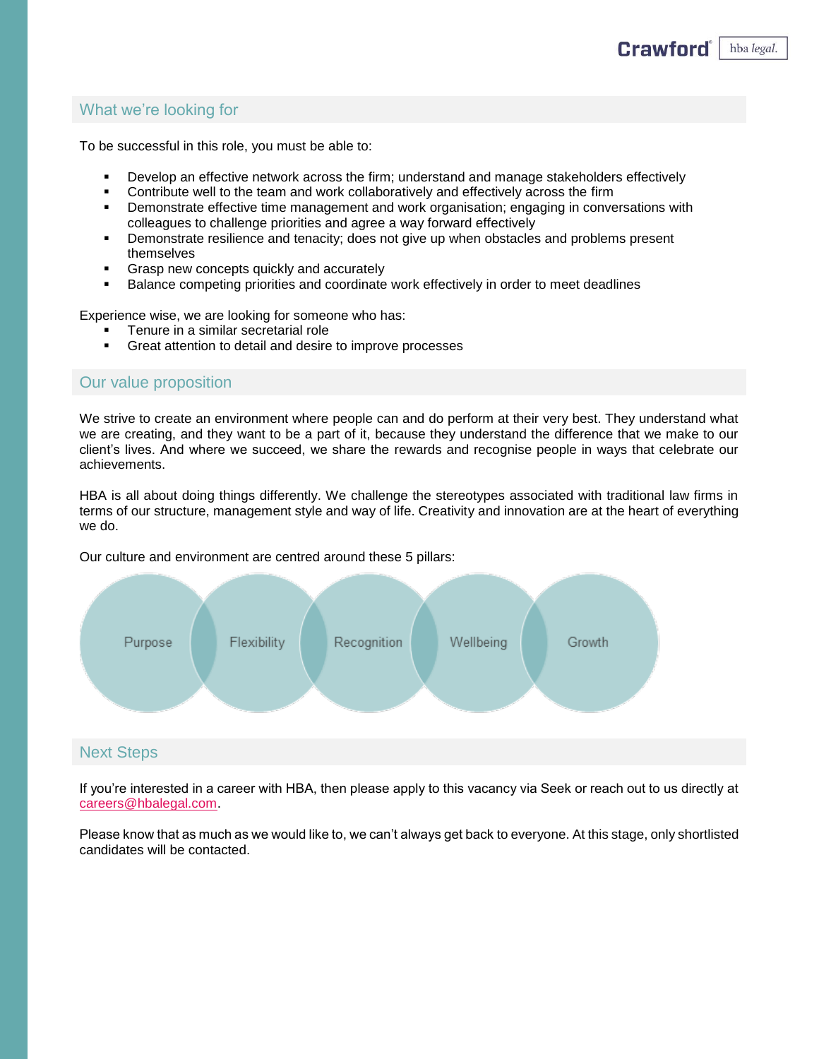## What we're looking for

To be successful in this role, you must be able to:

- Develop an effective network across the firm; understand and manage stakeholders effectively
- Contribute well to the team and work collaboratively and effectively across the firm
- Demonstrate effective time management and work organisation; engaging in conversations with colleagues to challenge priorities and agree a way forward effectively
- Demonstrate resilience and tenacity; does not give up when obstacles and problems present themselves
- Grasp new concepts quickly and accurately
- Balance competing priorities and coordinate work effectively in order to meet deadlines

Experience wise, we are looking for someone who has:

- Tenure in a similar secretarial role
- Great attention to detail and desire to improve processes

## Our value proposition

We strive to create an environment where people can and do perform at their very best. They understand what we are creating, and they want to be a part of it, because they understand the difference that we make to our client's lives. And where we succeed, we share the rewards and recognise people in ways that celebrate our achievements.

HBA is all about doing things differently. We challenge the stereotypes associated with traditional law firms in terms of our structure, management style and way of life. Creativity and innovation are at the heart of everything we do.

Our culture and environment are centred around these 5 pillars:

Purpose
Flexibility
Recognition
Wellbeing
Growth

## Next Steps

If you're interested in a career with HBA, then please apply to this vacancy via Seek or reach out to us directly at careers@hbalegal.com.

Please know that as much as we would like to, we can't always get back to everyone. At this stage, only shortlisted candidates will be contacted.